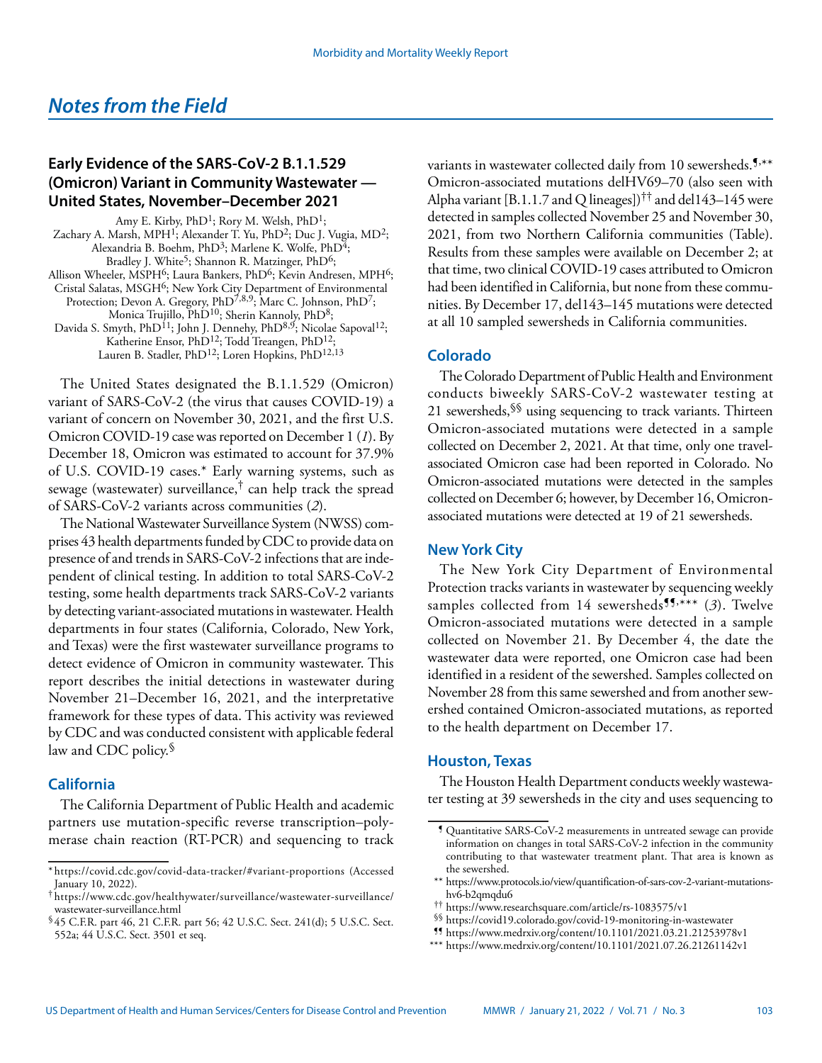## *Notes from the Field*

### Early Evidence of the SARS-CoV-2 B.1.1.529 (Omicron) Variant in Community Wastewater — United States, November–December 2021

Amy E. Kirby, PhD[1]; Rory M. Welsh, PhD[1]; Zachary A. Marsh, MPH[1]; Alexander T. Yu, PhD[2]; Duc J. Vugia, MD[2]; Alexandria B. Boehm, PhD[3]; Marlene K. Wolfe, PhD[4]; Bradley J. White[5]; Shannon R. Matzinger, PhD[6]; Allison Wheeler, MSPH[6]; Laura Bankers, PhD[6]; Kevin Andresen, MPH[6]; Cristal Salatas, MSGH[6]; New York City Department of Environmental Protection; Devon A. Gregory, PhD[7,8,9]; Marc C. Johnson, PhD[7]; Monica Trujillo, PhD[10]; Sherin Kannoly, PhD[8]; Davida S. Smyth, PhD[11]; John J. Dennehy, PhD[8,9]; Nicolae Sapoval[12]; Katherine Ensor, PhD[12]; Todd Treangen, PhD[12]; Lauren B. Stadler, PhD[12]; Loren Hopkins, PhD[12,13]

The United States designated the B.1.1.529 (Omicron) variant of SARS-CoV-2 (the virus that causes COVID-19) a variant of concern on November 30, 2021, and the first U.S. Omicron COVID-19 case was reported on December 1 (*1*). By December 18, Omicron was estimated to account for 37.9% of U.S. COVID-19 cases.* Early warning systems, such as sewage (wastewater) surveillance,† can help track the spread of SARS-CoV-2 variants across communities (*2*).

The National Wastewater Surveillance System (NWSS) comprises 43 health departments funded by CDC to provide data on presence of and trends in SARS-CoV-2 infections that are independent of clinical testing. In addition to total SARS-CoV-2 testing, some health departments track SARS-CoV-2 variants by detecting variant-associated mutations in wastewater. Health departments in four states (California, Colorado, New York, and Texas) were the first wastewater surveillance programs to detect evidence of Omicron in community wastewater. This report describes the initial detections in wastewater during November 21–December 16, 2021, and the interpretative framework for these types of data. This activity was reviewed by CDC and was conducted consistent with applicable federal law and CDC policy.§

### California

The California Department of Public Health and academic partners use mutation-specific reverse transcription–polymerase chain reaction (RT-PCR) and sequencing to track variants in wastewater collected daily from 10 sewersheds.¶,** Omicron-associated mutations delHV69–70 (also seen with Alpha variant [B.1.1.7 and Q lineages])†† and del143–145 were detected in samples collected November 25 and November 30, 2021, from two Northern California communities (Table). Results from these samples were available on December 2; at that time, two clinical COVID-19 cases attributed to Omicron had been identified in California, but none from these communities. By December 17, del143–145 mutations were detected at all 10 sampled sewersheds in California communities.

### Colorado

The Colorado Department of Public Health and Environment conducts biweekly SARS-CoV-2 wastewater testing at 21 sewersheds,§§ using sequencing to track variants. Thirteen Omicron-associated mutations were detected in a sample collected on December 2, 2021. At that time, only one travel-associated Omicron case had been reported in Colorado. No Omicron-associated mutations were detected in the samples collected on December 6; however, by December 16, Omicron-associated mutations were detected at 19 of 21 sewersheds.

### New York City

The New York City Department of Environmental Protection tracks variants in wastewater by sequencing weekly samples collected from 14 sewersheds¶¶,*** (*3*). Twelve Omicron-associated mutations were detected in a sample collected on November 21. By December 4, the date the wastewater data were reported, one Omicron case had been identified in a resident of the sewershed. Samples collected on November 28 from this same sewershed and from another sewershed contained Omicron-associated mutations, as reported to the health department on December 17.

### Houston, Texas

The Houston Health Department conducts weekly wastewater testing at 39 sewersheds in the city and uses sequencing to

---

\* https://covid.cdc.gov/covid-data-tracker/#variant-proportions (Accessed January 10, 2022).

† https://www.cdc.gov/healthywater/surveillance/wastewater-surveillance/wastewater-surveillance.html

§ 45 C.F.R. part 46, 21 C.F.R. part 56; 42 U.S.C. Sect. 241(d); 5 U.S.C. Sect. 552a; 44 U.S.C. Sect. 3501 et seq.

¶ Quantitative SARS-CoV-2 measurements in untreated sewage can provide information on changes in total SARS-CoV-2 infection in the community contributing to that wastewater treatment plant. That area is known as the sewershed.

\** https://www.protocols.io/view/quantification-of-sars-cov-2-variant-mutations-hv6-b2qmqdu6

†† https://www.researchsquare.com/article/rs-1083575/v1

§§ https://covid19.colorado.gov/covid-19-monitoring-in-wastewater

¶¶ https://www.medrxiv.org/content/10.1101/2021.03.21.21253978v1

\*** https://www.medrxiv.org/content/10.1101/2021.07.26.21261142v1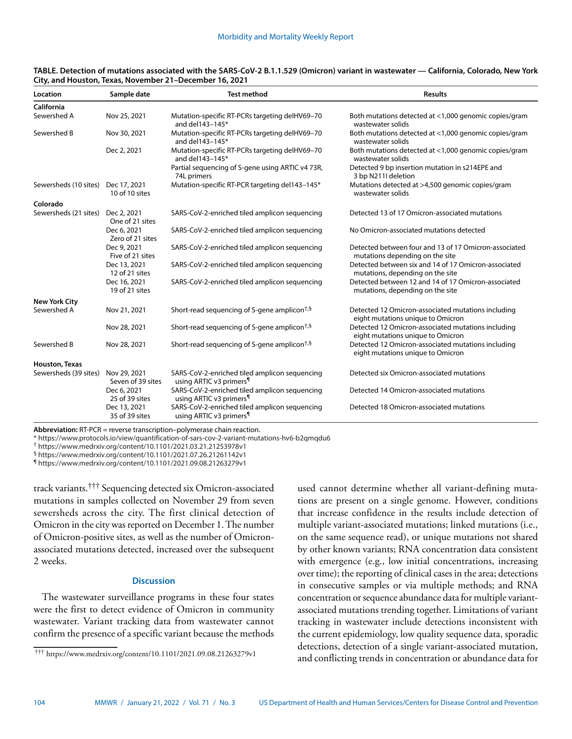**TABLE. Detection of mutations associated with the SARS-CoV-2 B.1.1.529 (Omicron) variant in wastewater — California, Colorado, New York City, and Houston, Texas, November 21–December 16, 2021**

| Location | Sample date | Test method | Results |
|---|---|---|---|
| **California** | | | |
| Sewershed A | Nov 25, 2021 | Mutation-specific RT-PCRs targeting delHV69–70 and del143–145* | Both mutations detected at <1,000 genomic copies/gram wastewater solids |
| Sewershed B | Nov 30, 2021 | Mutation-specific RT-PCRs targeting delHV69–70 and del143–145* | Both mutations detected at <1,000 genomic copies/gram wastewater solids |
| | Dec 2, 2021 | Mutation-specific RT-PCRs targeting delHV69–70 and del143–145* | Both mutations detected at <1,000 genomic copies/gram wastewater solids |
| | | Partial sequencing of S-gene using ARTIC v4 73R, 74L primers | Detected 9 bp insertion mutation in s214EPE and 3 bp N211I deletion |
| Sewersheds (10 sites) | Dec 17, 2021 10 of 10 sites | Mutation-specific RT-PCR targeting del143–145* | Mutations detected at >4,500 genomic copies/gram wastewater solids |
| **Colorado** | | | |
| Sewersheds (21 sites) | Dec 2, 2021 One of 21 sites | SARS-CoV-2-enriched tiled amplicon sequencing | Detected 13 of 17 Omicron-associated mutations |
| | Dec 6, 2021 Zero of 21 sites | SARS-CoV-2-enriched tiled amplicon sequencing | No Omicron-associated mutations detected |
| | Dec 9, 2021 Five of 21 sites | SARS-CoV-2-enriched tiled amplicon sequencing | Detected between four and 13 of 17 Omicron-associated mutations depending on the site |
| | Dec 13, 2021 12 of 21 sites | SARS-CoV-2-enriched tiled amplicon sequencing | Detected between six and 14 of 17 Omicron-associated mutations, depending on the site |
| | Dec 16, 2021 19 of 21 sites | SARS-CoV-2-enriched tiled amplicon sequencing | Detected between 12 and 14 of 17 Omicron-associated mutations, depending on the site |
| **New York City** | | | |
| Sewershed A | Nov 21, 2021 | Short-read sequencing of S-gene amplicon[†,§] | Detected 12 Omicron-associated mutations including eight mutations unique to Omicron |
| | Nov 28, 2021 | Short-read sequencing of S-gene amplicon[†,§] | Detected 12 Omicron-associated mutations including eight mutations unique to Omicron |
| Sewershed B | Nov 28, 2021 | Short-read sequencing of S-gene amplicon[†,§] | Detected 12 Omicron-associated mutations including eight mutations unique to Omicron |
| **Houston, Texas** | | | |
| Sewersheds (39 sites) | Nov 29, 2021 Seven of 39 sites | SARS-CoV-2-enriched tiled amplicon sequencing using ARTIC v3 primers[¶] | Detected six Omicron-associated mutations |
| | Dec 6, 2021 25 of 39 sites | SARS-CoV-2-enriched tiled amplicon sequencing using ARTIC v3 primers[¶] | Detected 14 Omicron-associated mutations |
| | Dec 13, 2021 35 of 39 sites | SARS-CoV-2-enriched tiled amplicon sequencing using ARTIC v3 primers[¶] | Detected 18 Omicron-associated mutations |

**Abbreviation:** RT-PCR = reverse transcription–polymerase chain reaction.

\* https://www.protocols.io/view/quantification-of-sars-cov-2-variant-mutations-hv6-b2qmqdu6

† https://www.medrxiv.org/content/10.1101/2021.03.21.21253978v1

§ https://www.medrxiv.org/content/10.1101/2021.07.26.21261142v1

¶ https://www.medrxiv.org/content/10.1101/2021.09.08.21263279v1

track variants.[†††] Sequencing detected six Omicron-associated mutations in samples collected on November 29 from seven sewersheds across the city. The first clinical detection of Omicron in the city was reported on December 1. The number of Omicron-positive sites, as well as the number of Omicron-associated mutations detected, increased over the subsequent 2 weeks.

### Discussion

The wastewater surveillance programs in these four states were the first to detect evidence of Omicron in community wastewater. Variant tracking data from wastewater cannot confirm the presence of a specific variant because the methods used cannot determine whether all variant-defining mutations are present on a single genome. However, conditions that increase confidence in the results include detection of multiple variant-associated mutations; linked mutations (i.e., on the same sequence read), or unique mutations not shared by other known variants; RNA concentration data consistent with emergence (e.g., low initial concentrations, increasing over time); the reporting of clinical cases in the area; detections in consecutive samples or via multiple methods; and RNA concentration or sequence abundance data for multiple variant-associated mutations trending together. Limitations of variant tracking in wastewater include detections inconsistent with the current epidemiology, low quality sequence data, sporadic detections, detection of a single variant-associated mutation, and conflicting trends in concentration or abundance data for

††† https://www.medrxiv.org/content/10.1101/2021.09.08.21263279v1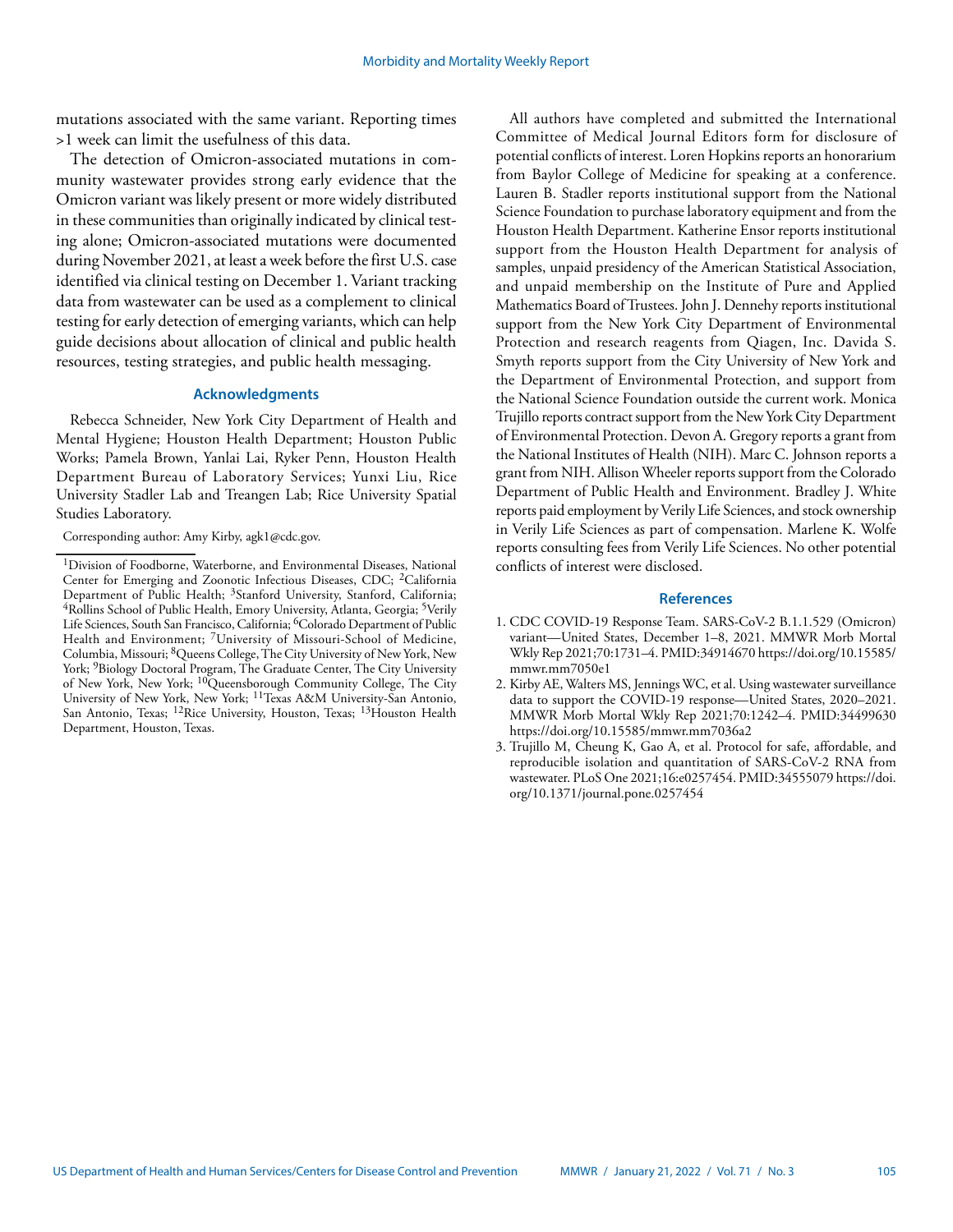mutations associated with the same variant. Reporting times >1 week can limit the usefulness of this data.

The detection of Omicron-associated mutations in community wastewater provides strong early evidence that the Omicron variant was likely present or more widely distributed in these communities than originally indicated by clinical testing alone; Omicron-associated mutations were documented during November 2021, at least a week before the first U.S. case identified via clinical testing on December 1. Variant tracking data from wastewater can be used as a complement to clinical testing for early detection of emerging variants, which can help guide decisions about allocation of clinical and public health resources, testing strategies, and public health messaging.

## Acknowledgments

Rebecca Schneider, New York City Department of Health and Mental Hygiene; Houston Health Department; Houston Public Works; Pamela Brown, Yanlai Lai, Ryker Penn, Houston Health Department Bureau of Laboratory Services; Yunxi Liu, Rice University Stadler Lab and Treangen Lab; Rice University Spatial Studies Laboratory.

Corresponding author: Amy Kirby, agk1@cdc.gov.

[1]Division of Foodborne, Waterborne, and Environmental Diseases, National Center for Emerging and Zoonotic Infectious Diseases, CDC; [2]California Department of Public Health; [3]Stanford University, Stanford, California; [4]Rollins School of Public Health, Emory University, Atlanta, Georgia; [5]Verily Life Sciences, South San Francisco, California; [6]Colorado Department of Public Health and Environment; [7]University of Missouri-School of Medicine, Columbia, Missouri; [8]Queens College, The City University of New York, New York; [9]Biology Doctoral Program, The Graduate Center, The City University of New York, New York; [10]Queensborough Community College, The City University of New York, New York; [11]Texas A&M University-San Antonio, San Antonio, Texas; [12]Rice University, Houston, Texas; [13]Houston Health Department, Houston, Texas.

All authors have completed and submitted the International Committee of Medical Journal Editors form for disclosure of potential conflicts of interest. Loren Hopkins reports an honorarium from Baylor College of Medicine for speaking at a conference. Lauren B. Stadler reports institutional support from the National Science Foundation to purchase laboratory equipment and from the Houston Health Department. Katherine Ensor reports institutional support from the Houston Health Department for analysis of samples, unpaid presidency of the American Statistical Association, and unpaid membership on the Institute of Pure and Applied Mathematics Board of Trustees. John J. Dennehy reports institutional support from the New York City Department of Environmental Protection and research reagents from Qiagen, Inc. Davida S. Smyth reports support from the City University of New York and the Department of Environmental Protection, and support from the National Science Foundation outside the current work. Monica Trujillo reports contract support from the New York City Department of Environmental Protection. Devon A. Gregory reports a grant from the National Institutes of Health (NIH). Marc C. Johnson reports a grant from NIH. Allison Wheeler reports support from the Colorado Department of Public Health and Environment. Bradley J. White reports paid employment by Verily Life Sciences, and stock ownership in Verily Life Sciences as part of compensation. Marlene K. Wolfe reports consulting fees from Verily Life Sciences. No other potential conflicts of interest were disclosed.

## References

1. CDC COVID-19 Response Team. SARS-CoV-2 B.1.1.529 (Omicron) variant—United States, December 1–8, 2021. MMWR Morb Mortal Wkly Rep 2021;70:1731–4. PMID:34914670 https://doi.org/10.15585/mmwr.mm7050e1
2. Kirby AE, Walters MS, Jennings WC, et al. Using wastewater surveillance data to support the COVID-19 response—United States, 2020–2021. MMWR Morb Mortal Wkly Rep 2021;70:1242–4. PMID:34499630 https://doi.org/10.15585/mmwr.mm7036a2
3. Trujillo M, Cheung K, Gao A, et al. Protocol for safe, affordable, and reproducible isolation and quantitation of SARS-CoV-2 RNA from wastewater. PLoS One 2021;16:e0257454. PMID:34555079 https://doi.org/10.1371/journal.pone.0257454